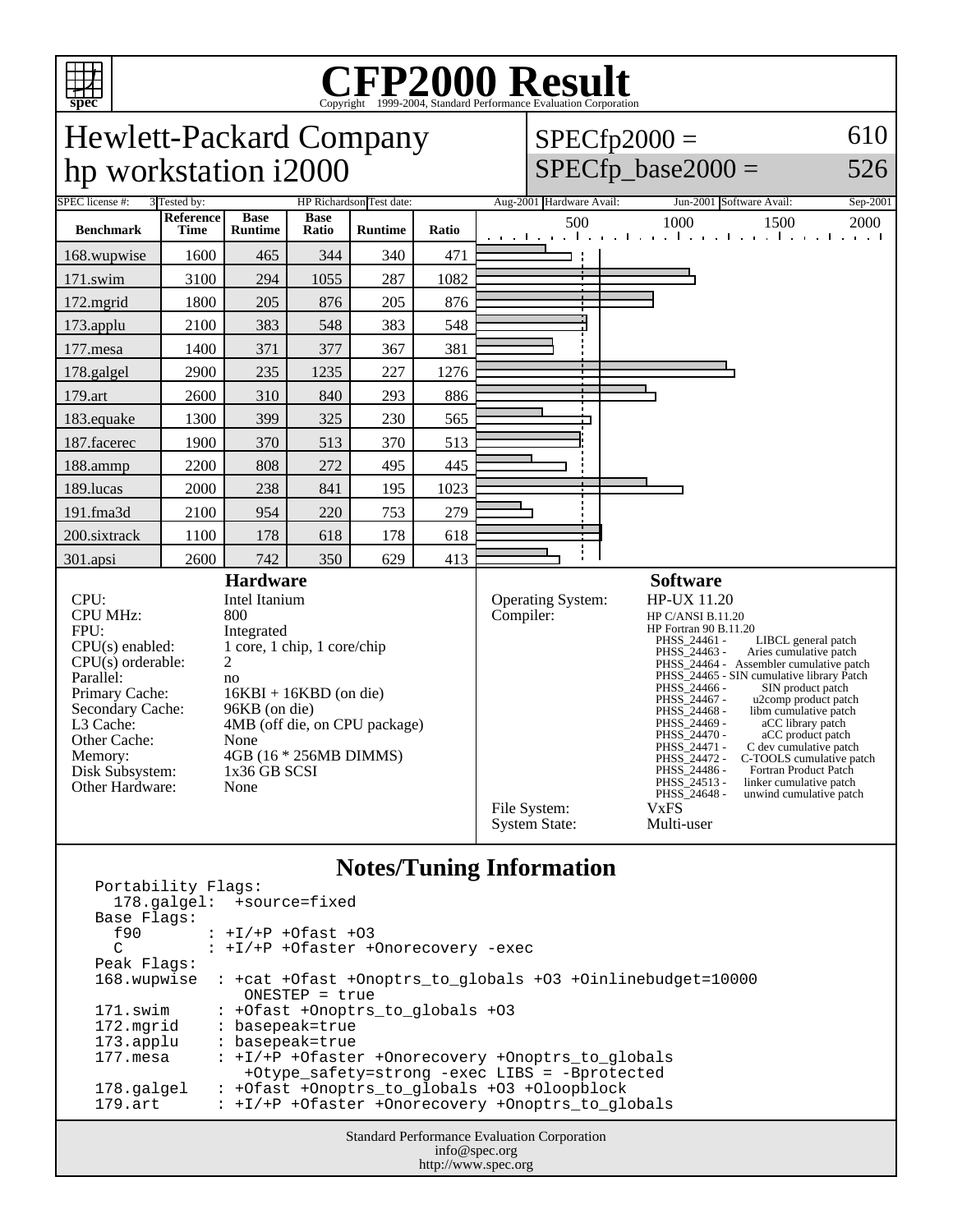# CFP2000 Result

Copyright 1999-2004, Standard Performance Evaluation Corporation

## Hewlett-Packard Company
## hp workstation i2000

SPECfp2000 = 610

SPECfp_base2000 = 526

SPEC license #: 3 | Tested by: HP Richardson | Test date: Aug-2001 | Hardware Avail: Jun-2001 | Software Avail: Sep-2001

| Benchmark | Reference Time | Base Runtime | Base Ratio | Runtime | Ratio |
|---|---|---|---|---|---|
| 168.wupwise | 1600 | 465 | 344 | 340 | 471 |
| 171.swim | 3100 | 294 | 1055 | 287 | 1082 |
| 172.mgrid | 1800 | 205 | 876 | 205 | 876 |
| 173.applu | 2100 | 383 | 548 | 383 | 548 |
| 177.mesa | 1400 | 371 | 377 | 367 | 381 |
| 178.galgel | 2900 | 235 | 1235 | 227 | 1276 |
| 179.art | 2600 | 310 | 840 | 293 | 886 |
| 183.equake | 1300 | 399 | 325 | 230 | 565 |
| 187.facerec | 1900 | 370 | 513 | 370 | 513 |
| 188.ammp | 2200 | 808 | 272 | 495 | 445 |
| 189.lucas | 2000 | 238 | 841 | 195 | 1023 |
| 191.fma3d | 2100 | 954 | 220 | 753 | 279 |
| 200.sixtrack | 1100 | 178 | 618 | 178 | 618 |
| 301.apsi | 2600 | 742 | 350 | 629 | 413 |

### Hardware

| | |
|---|---|
| CPU: | Intel Itanium |
| CPU MHz: | 800 |
| FPU: | Integrated |
| CPU(s) enabled: | 1 core, 1 chip, 1 core/chip |
| CPU(s) orderable: | 2 |
| Parallel: | no |
| Primary Cache: | 16KBI + 16KBD (on die) |
| Secondary Cache: | 96KB (on die) |
| L3 Cache: | 4MB (off die, on CPU package) |
| Other Cache: | None |
| Memory: | 4GB (16 * 256MB DIMMS) |
| Disk Subsystem: | 1x36 GB SCSI |
| Other Hardware: | None |

### Software

| | |
|---|---|
| Operating System: | HP-UX 11.20 |
| Compiler: | HP C/ANSI B.11.20<br>HP Fortran 90 B.11.20<br>PHSS_24461 - LIBCL general patch<br>PHSS_24463 - Aries cumulative patch<br>PHSS_24464 - Assembler cumulative patch<br>PHSS_24465 - SIN cumulative library Patch<br>PHSS_24466 - SIN product patch<br>PHSS_24467 - u2comp product patch<br>PHSS_24468 - libm cumulative patch<br>PHSS_24469 - aCC library patch<br>PHSS_24470 - aCC product patch<br>PHSS_24471 - C dev cumulative patch<br>PHSS_24472 - C-TOOLS cumulative patch<br>PHSS_24486 - Fortran Product Patch<br>PHSS_24513 - linker cumulative patch<br>PHSS_24648 - unwind cumulative patch |
| File System: | VxFS |
| System State: | Multi-user |

### Notes/Tuning Information

```
Portability Flags:
  178.galgel:  +source=fixed
Base Flags:
  f90       : +I/+P +Ofast +O3
  C         : +I/+P +Ofaster +Onorecovery -exec
Peak Flags:
168.wupwise  : +cat +Ofast +Onoptrs_to_globals +O3 +Oinlinebudget=10000
                ONESTEP = true
171.swim     : +Ofast +Onoptrs_to_globals +O3
172.mgrid    : basepeak=true
173.applu    : basepeak=true
177.mesa     : +I/+P +Ofaster +Onorecovery +Onoptrs_to_globals
                +Otype_safety=strong -exec LIBS = -Bprotected
178.galgel   : +Ofast +Onoptrs_to_globals +O3 +Oloopblock
179.art      : +I/+P +Ofaster +Onorecovery +Onoptrs_to_globals
```

Standard Performance Evaluation Corporation
info@spec.org
http://www.spec.org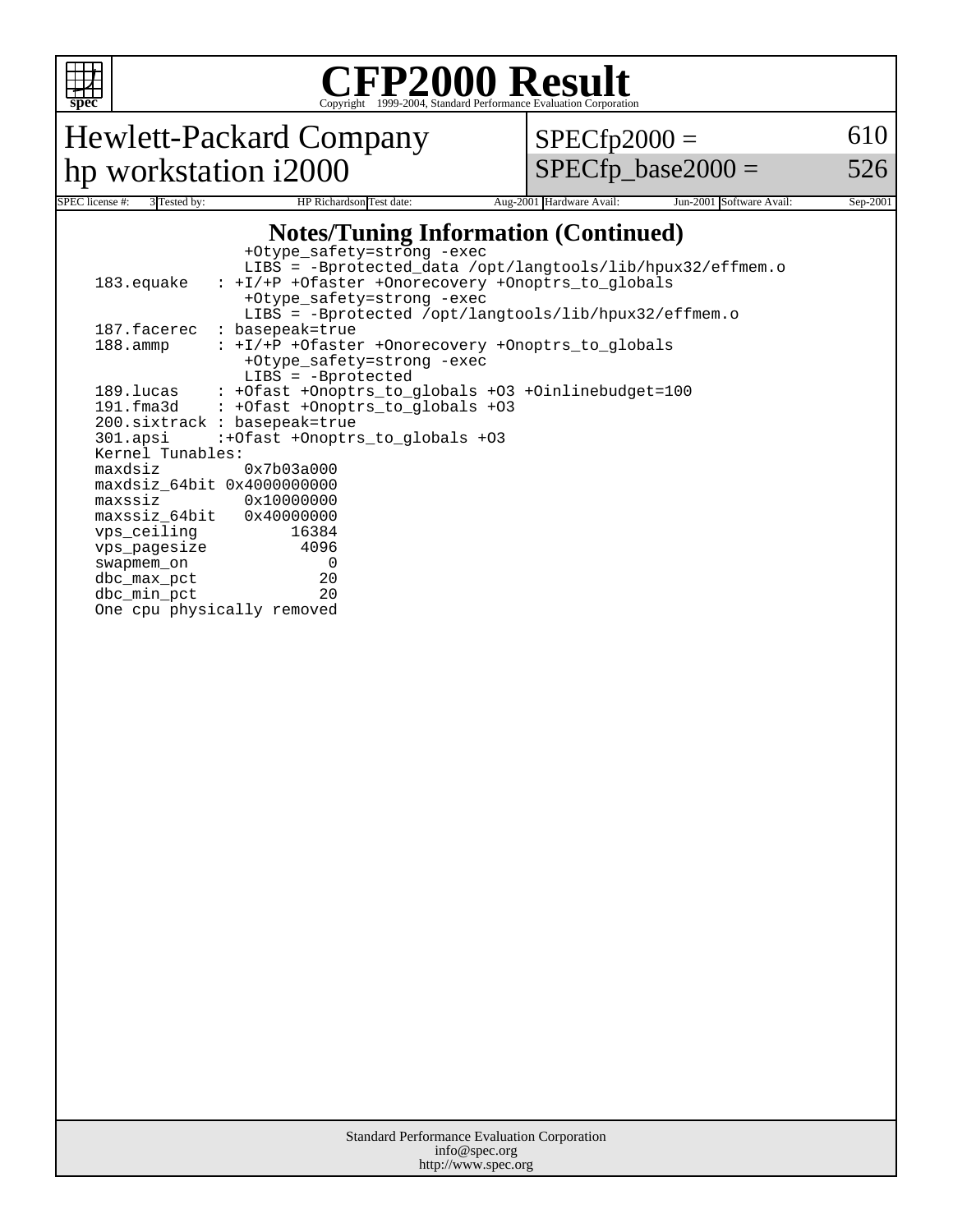# CFP2000 Result

Copyright 1999-2004, Standard Performance Evaluation Corporation

Hewlett-Packard Company
hp workstation i2000

SPECfp2000 = 610
SPECfp_base2000 = 526

| SPEC license #: | 3 | Tested by: | HP Richardson | Test date: | Aug-2001 | Hardware Avail: | Jun-2001 | Software Avail: | Sep-2001 |
|---|---|---|---|---|---|---|---|---|---|

## Notes/Tuning Information (Continued)

```
                   +Otype_safety=strong -exec
                   LIBS = -Bprotected_data /opt/langtools/lib/hpux32/effmem.o
183.equake   : +I/+P +Ofaster +Onorecovery +Onoptrs_to_globals
                   +Otype_safety=strong -exec
                   LIBS = -Bprotected /opt/langtools/lib/hpux32/effmem.o
187.facerec  : basepeak=true
188.ammp     : +I/+P +Ofaster +Onorecovery +Onoptrs_to_globals
                   +Otype_safety=strong -exec
                   LIBS = -Bprotected
189.lucas    : +Ofast +Onoptrs_to_globals +O3 +Oinlinebudget=100
191.fma3d    : +Ofast +Onoptrs_to_globals +O3
200.sixtrack : basepeak=true
301.apsi     :+Ofast +Onoptrs_to_globals +O3
Kernel Tunables:
maxdsiz          0x7b03a000
maxdsiz_64bit 0x4000000000
maxssiz          0x10000000
maxssiz_64bit   0x40000000
vps_ceiling          16384
vps_pagesize          4096
swapmem_on               0
dbc_max_pct             20
dbc_min_pct             20
One cpu physically removed
```

Standard Performance Evaluation Corporation
info@spec.org
http://www.spec.org